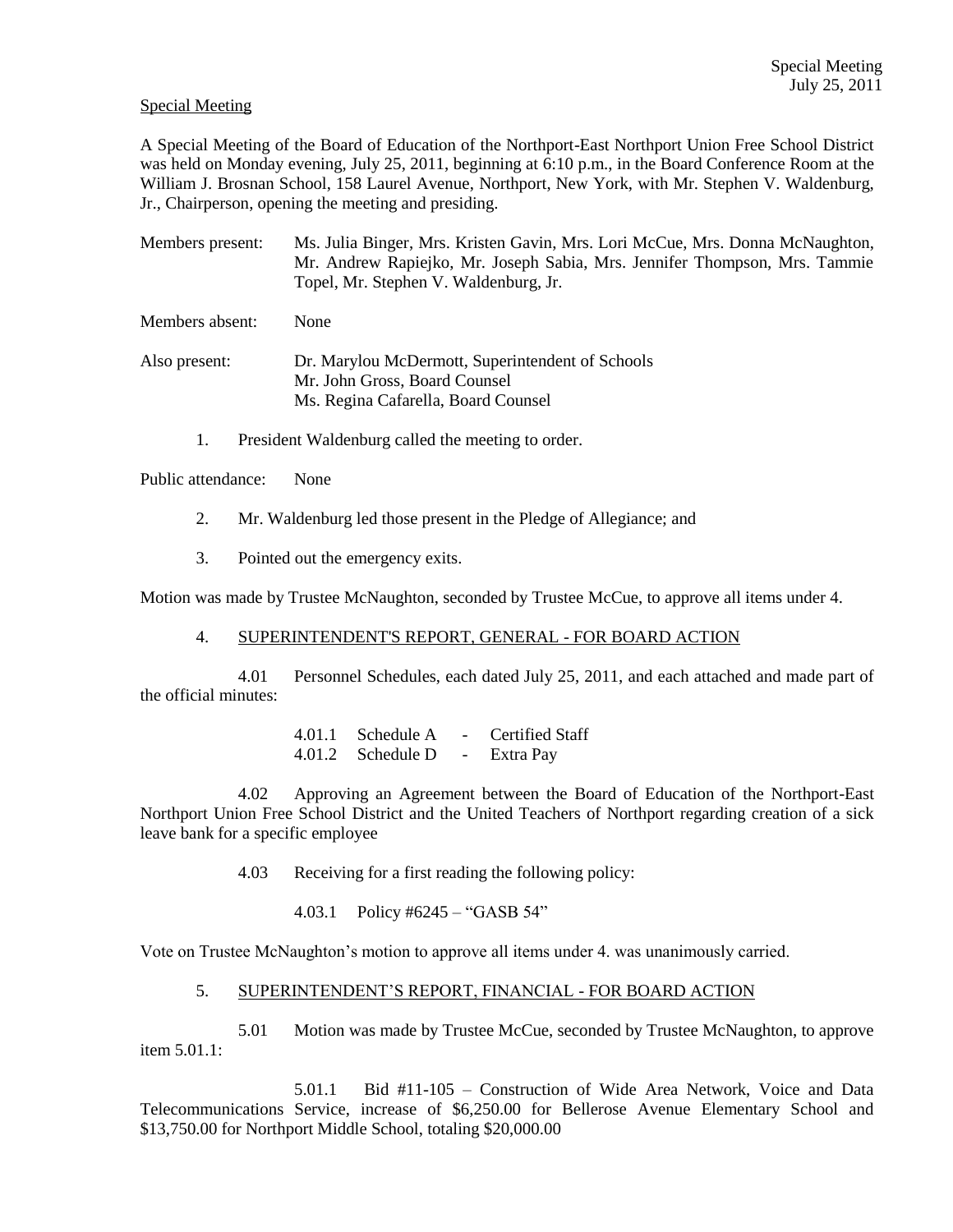Special Meeting
July 25, 2011

Special Meeting

A Special Meeting of the Board of Education of the Northport-East Northport Union Free School District was held on Monday evening, July 25, 2011, beginning at 6:10 p.m., in the Board Conference Room at the William J. Brosnan School, 158 Laurel Avenue, Northport, New York, with Mr. Stephen V. Waldenburg, Jr., Chairperson, opening the meeting and presiding.

Members present: Ms. Julia Binger, Mrs. Kristen Gavin, Mrs. Lori McCue, Mrs. Donna McNaughton, Mr. Andrew Rapiejko, Mr. Joseph Sabia, Mrs. Jennifer Thompson, Mrs. Tammie Topel, Mr. Stephen V. Waldenburg, Jr.

Members absent: None

Also present: Dr. Marylou McDermott, Superintendent of Schools
Mr. John Gross, Board Counsel
Ms. Regina Cafarella, Board Counsel

1. President Waldenburg called the meeting to order.

Public attendance: None

2. Mr. Waldenburg led those present in the Pledge of Allegiance; and

3. Pointed out the emergency exits.

Motion was made by Trustee McNaughton, seconded by Trustee McCue, to approve all items under 4.

4. SUPERINTENDENT'S REPORT, GENERAL - FOR BOARD ACTION

4.01 Personnel Schedules, each dated July 25, 2011, and each attached and made part of the official minutes:

4.01.1 Schedule A - Certified Staff
4.01.2 Schedule D - Extra Pay

4.02 Approving an Agreement between the Board of Education of the Northport-East Northport Union Free School District and the United Teachers of Northport regarding creation of a sick leave bank for a specific employee

4.03 Receiving for a first reading the following policy:

4.03.1 Policy #6245 – "GASB 54"

Vote on Trustee McNaughton's motion to approve all items under 4. was unanimously carried.

5. SUPERINTENDENT'S REPORT, FINANCIAL - FOR BOARD ACTION

5.01 Motion was made by Trustee McCue, seconded by Trustee McNaughton, to approve item 5.01.1:

5.01.1 Bid #11-105 – Construction of Wide Area Network, Voice and Data Telecommunications Service, increase of $6,250.00 for Bellerose Avenue Elementary School and $13,750.00 for Northport Middle School, totaling $20,000.00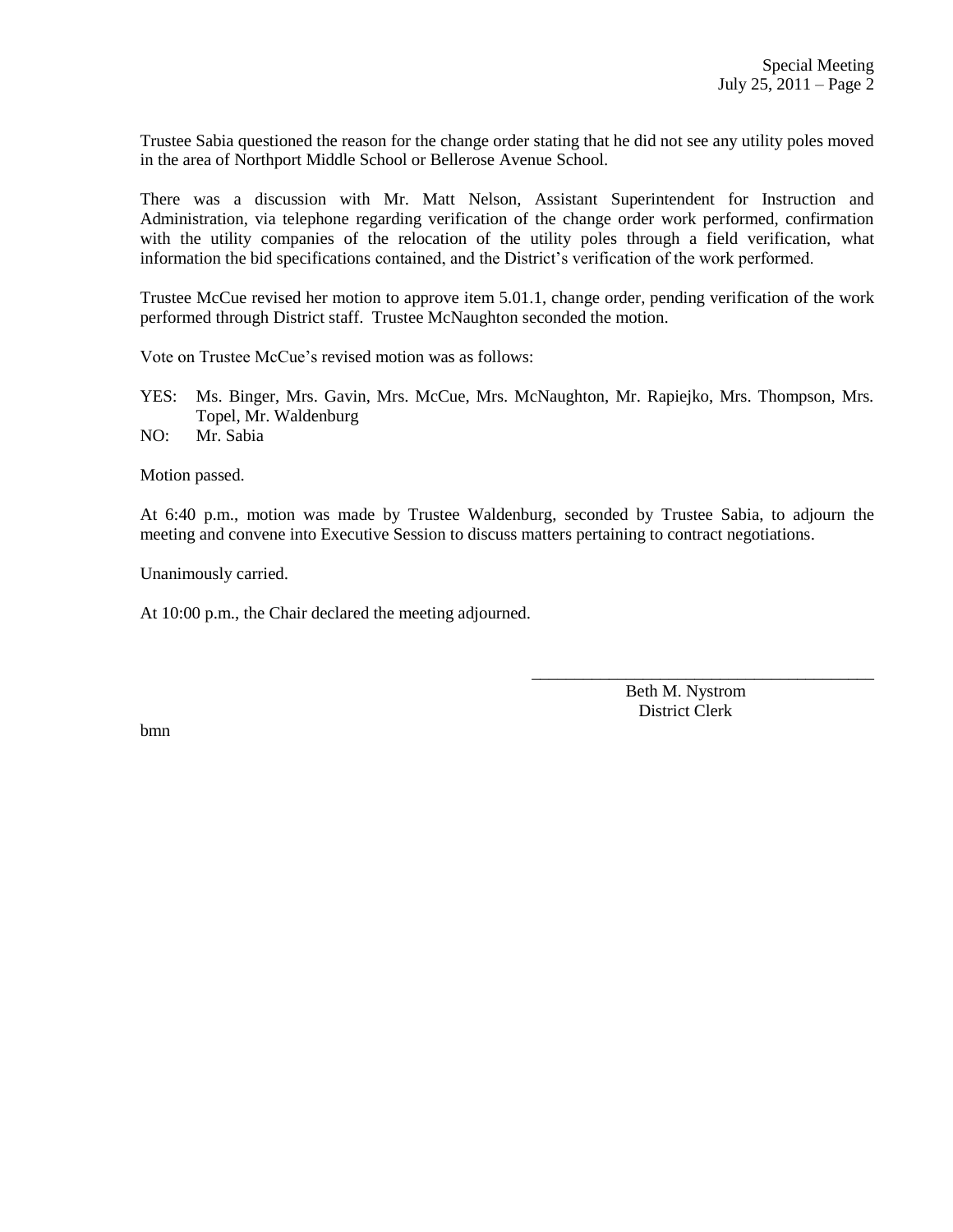Trustee Sabia questioned the reason for the change order stating that he did not see any utility poles moved in the area of Northport Middle School or Bellerose Avenue School.

There was a discussion with Mr. Matt Nelson, Assistant Superintendent for Instruction and Administration, via telephone regarding verification of the change order work performed, confirmation with the utility companies of the relocation of the utility poles through a field verification, what information the bid specifications contained, and the District's verification of the work performed.

Trustee McCue revised her motion to approve item 5.01.1, change order, pending verification of the work performed through District staff. Trustee McNaughton seconded the motion.

Vote on Trustee McCue's revised motion was as follows:

YES: Ms. Binger, Mrs. Gavin, Mrs. McCue, Mrs. McNaughton, Mr. Rapiejko, Mrs. Thompson, Mrs. Topel, Mr. Waldenburg
NO: Mr. Sabia

Motion passed.

At 6:40 p.m., motion was made by Trustee Waldenburg, seconded by Trustee Sabia, to adjourn the meeting and convene into Executive Session to discuss matters pertaining to contract negotiations.

Unanimously carried.

At 10:00 p.m., the Chair declared the meeting adjourned.

\_\_\_\_\_\_\_\_\_\_\_\_\_\_\_\_\_\_\_\_\_\_\_\_\_\_\_\_\_\_\_\_\_\_\_\_\_\_\_\_

Beth M. Nystrom
District Clerk

bmn